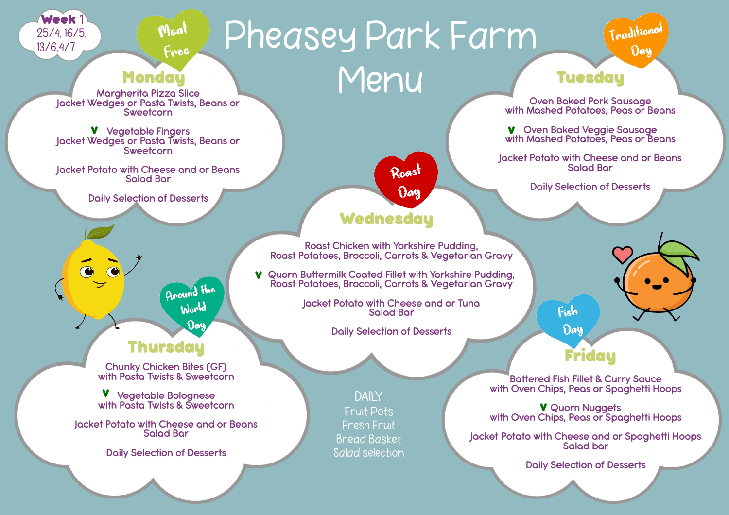**Week 1**
25/4, 16/5, 13/6, 4/7

# Pheasey Park Farm Menu

## Monday
*Meat Free*

Margherita Pizza Slice
Jacket Wedges or Pasta Twists, Beans or Sweetcorn

V Vegetable Fingers
Jacket Wedges or Pasta Twists, Beans or Sweetcorn

Jacket Potato with Cheese and or Beans
Salad Bar

Daily Selection of Desserts

## Tuesday
*Traditional Day*

Oven Baked Pork Sausage
with Mashed Potatoes, Peas or Beans

V Oven Baked Veggie Sausage
with Mashed Potatoes, Peas or Beans

Jacket Potato with Cheese and or Beans
Salad Bar

Daily Selection of Desserts

## Wednesday
*Roast Day*

Roast Chicken with Yorkshire Pudding,
Roast Potatoes, Broccoli, Carrots & Vegetarian Gravy

V Quorn Buttermilk Coated Fillet with Yorkshire Pudding,
Roast Potatoes, Broccoli, Carrots & Vegetarian Gravy

Jacket Potato with Cheese and or Tuna
Salad Bar

Daily Selection of Desserts

## Thursday
*Around the World Day*

Chunky Chicken Bites (GF)
with Pasta Twists & Sweetcorn

V Vegetable Bolognese
with Pasta Twists & Sweetcorn

Jacket Potato with Cheese and or Beans
Salad Bar

Daily Selection of Desserts

## Friday
*Fish Day*

Battered Fish Fillet & Curry Sauce
with Oven Chips, Peas or Spaghetti Hoops

V Quorn Nuggets
with Oven Chips, Peas or Spaghetti Hoops

Jacket Potato with Cheese and or Spaghetti Hoops
Salad bar

Daily Selection of Desserts

## DAILY

Fruit Pots
Fresh Fruit
Bread Basket
Salad selection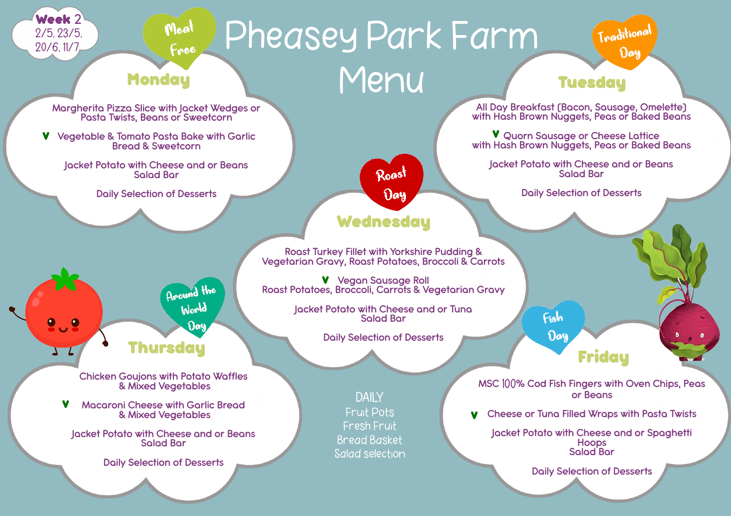# Pheasey Park Farm Menu

**Week 2**
2/5, 23/5, 20/6, 11/7

## Monday

*Meat Free*

Margherita Pizza Slice with Jacket Wedges or Pasta Twists, Beans or Sweetcorn

V Vegetable & Tomato Pasta Bake with Garlic Bread & Sweetcorn

Jacket Potato with Cheese and or Beans
Salad Bar

Daily Selection of Desserts

## Tuesday

*Traditional Day*

All Day Breakfast (Bacon, Sausage, Omelette) with Hash Brown Nuggets, Peas or Baked Beans

V Quorn Sausage or Cheese Lattice with Hash Brown Nuggets, Peas or Baked Beans

Jacket Potato with Cheese and or Beans
Salad Bar

Daily Selection of Desserts

## Wednesday

*Roast Day*

Roast Turkey Fillet with Yorkshire Pudding & Vegetarian Gravy, Roast Potatoes, Broccoli & Carrots

V Vegan Sausage Roll
Roast Potatoes, Broccoli, Carrots & Vegetarian Gravy

Jacket Potato with Cheese and or Tuna
Salad Bar

Daily Selection of Desserts

## Thursday

*Around the World Day*

Chicken Goujons with Potato Waffles & Mixed Vegetables

V Macaroni Cheese with Garlic Bread & Mixed Vegetables

Jacket Potato with Cheese and or Beans
Salad Bar

Daily Selection of Desserts

## Friday

*Fish Day*

MSC 100% Cod Fish Fingers with Oven Chips, Peas or Beans

V Cheese or Tuna Filled Wraps with Pasta Twists

Jacket Potato with Cheese and or Spaghetti Hoops
Salad Bar

Daily Selection of Desserts

## DAILY

Fruit Pots
Fresh Fruit
Bread Basket
Salad selection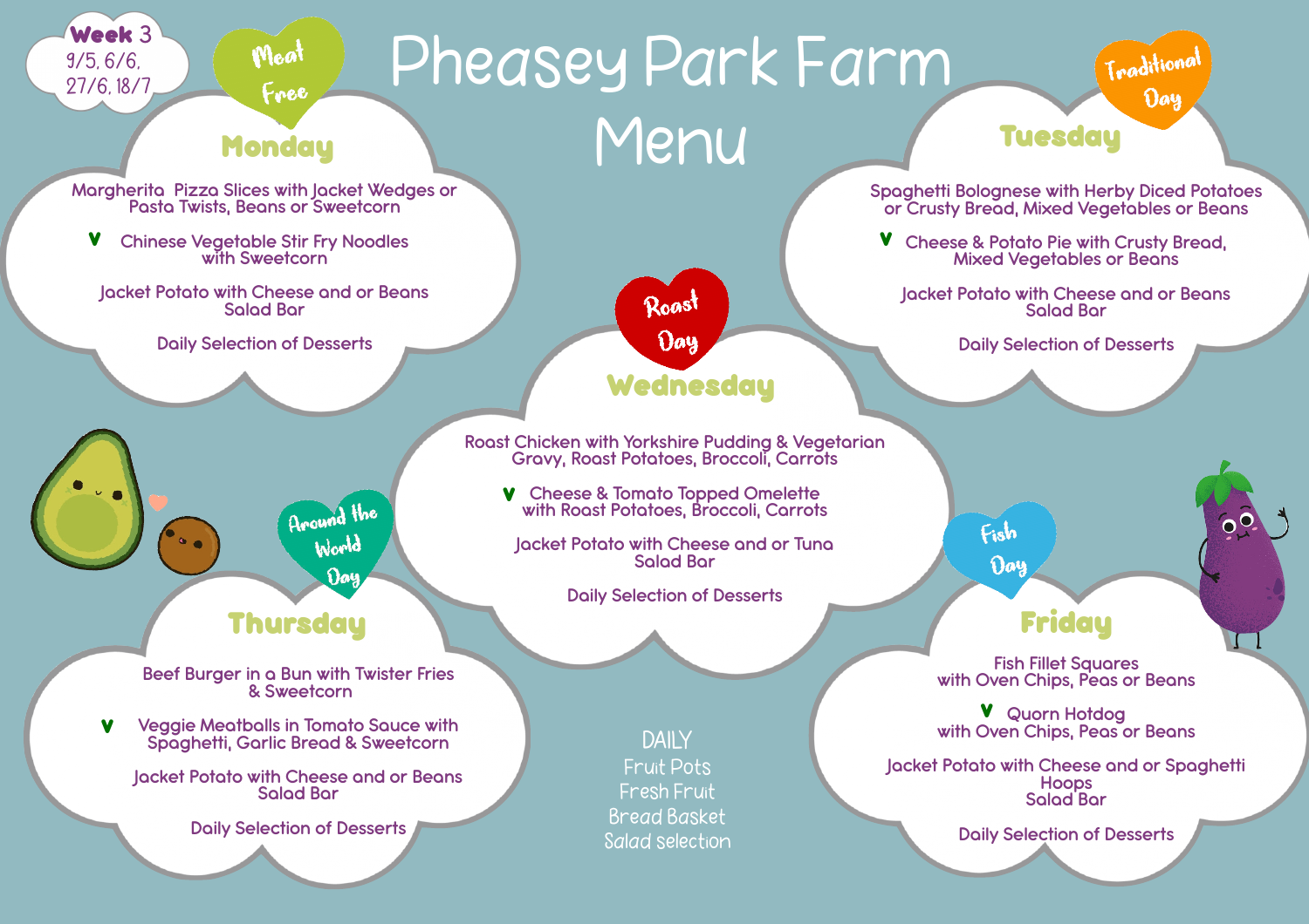# Pheasey Park Farm Menu

**Week 3**
9/5, 6/6, 27/6, 18/7

## Monday

Meat Free

Margherita Pizza Slices with Jacket Wedges or Pasta Twists, Beans or Sweetcorn

V Chinese Vegetable Stir Fry Noodles with Sweetcorn

Jacket Potato with Cheese and or Beans
Salad Bar

Daily Selection of Desserts

## Tuesday

Traditional Day

Spaghetti Bolognese with Herby Diced Potatoes or Crusty Bread, Mixed Vegetables or Beans

V Cheese & Potato Pie with Crusty Bread, Mixed Vegetables or Beans

Jacket Potato with Cheese and or Beans
Salad Bar

Daily Selection of Desserts

## Wednesday

Roast Day

Roast Chicken with Yorkshire Pudding & Vegetarian Gravy, Roast Potatoes, Broccoli, Carrots

V Cheese & Tomato Topped Omelette with Roast Potatoes, Broccoli, Carrots

Jacket Potato with Cheese and or Tuna
Salad Bar

Daily Selection of Desserts

## Thursday

Around the World Day

Beef Burger in a Bun with Twister Fries & Sweetcorn

V Veggie Meatballs in Tomato Sauce with Spaghetti, Garlic Bread & Sweetcorn

Jacket Potato with Cheese and or Beans
Salad Bar

Daily Selection of Desserts

## Friday

Fish Day

Fish Fillet Squares with Oven Chips, Peas or Beans

V Quorn Hotdog with Oven Chips, Peas or Beans

Jacket Potato with Cheese and or Spaghetti Hoops
Salad Bar

Daily Selection of Desserts

## DAILY

Fruit Pots
Fresh Fruit
Bread Basket
Salad selection